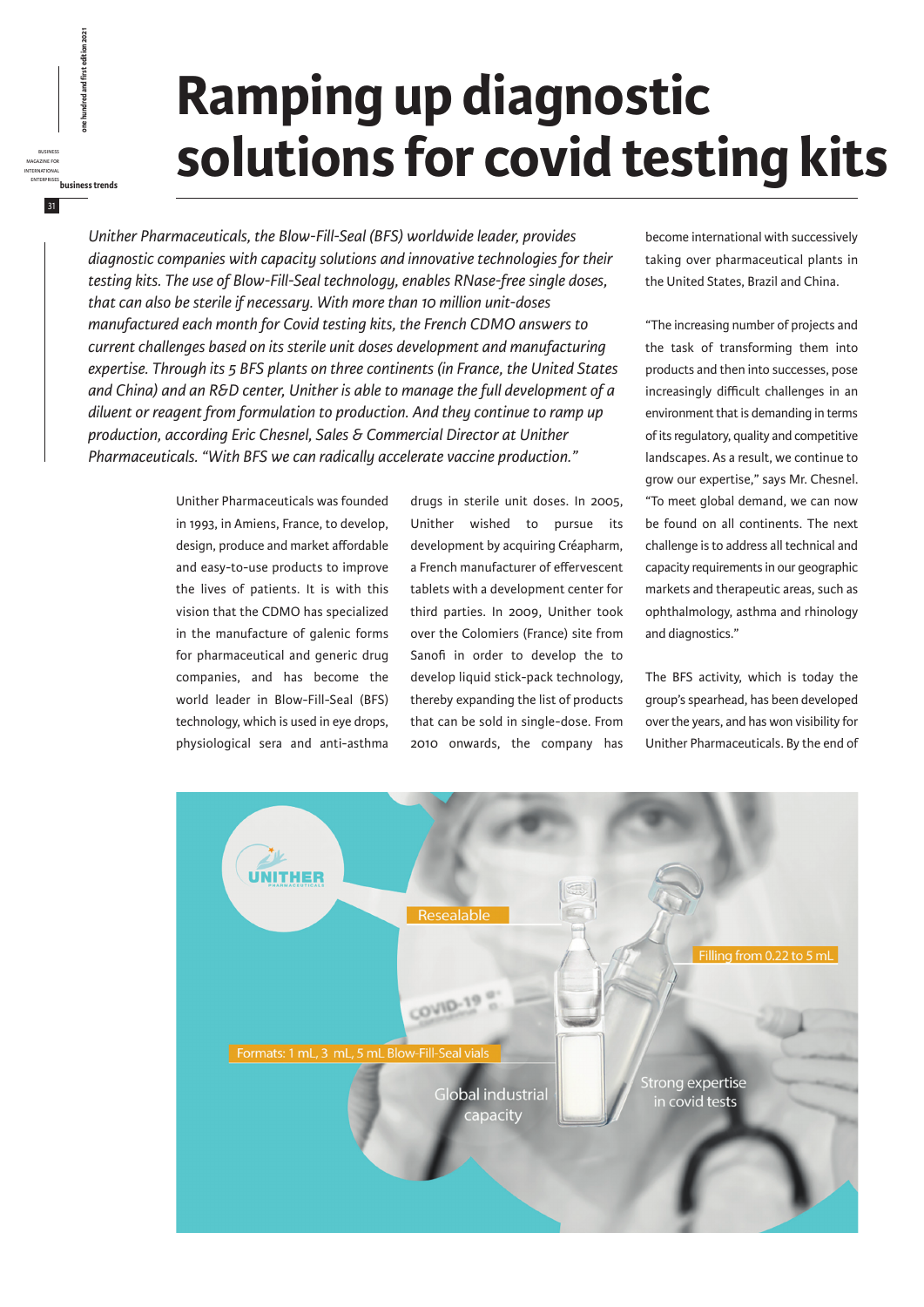# Ramping up diagnostic solutions for covid testing kits

*Unither Pharmaceuticals, the Blow-Fill-Seal (BFS) worldwide leader, provides diagnostic companies with capacity solutions and innovative technologies for their testing kits. The use of Blow-Fill-Seal technology, enables RNase-free single doses, that can also be sterile if necessary. With more than 10 million unit-doses manufactured each month for Covid testing kits, the French CDMO answers to current challenges based on its sterile unit doses development and manufacturing expertise. Through its 5 BFS plants on three continents (in France, the United States and China) and an R&D center, Unither is able to manage the full development of a diluent or reagent from formulation to production. And they continue to ramp up production, according Eric Chesnel, Sales & Commercial Director at Unither Pharmaceuticals. "With BFS we can radically accelerate vaccine production."*

Unither Pharmaceuticals was founded in 1993, in Amiens, France, to develop, design, produce and market affordable and easy-to-use products to improve the lives of patients. It is with this vision that the CDMO has specialized in the manufacture of galenic forms for pharmaceutical and generic drug companies, and has become the world leader in Blow-Fill-Seal (BFS) technology, which is used in eye drops, physiological sera and anti-asthma drugs in sterile unit doses. In 2005, Unither wished to pursue its development by acquiring Créapharm, a French manufacturer of effervescent tablets with a development center for third parties. In 2009, Unither took over the Colomiers (France) site from Sanofi in order to develop the to develop liquid stick-pack technology, thereby expanding the list of products that can be sold in single-dose. From 2010 onwards, the company has become international with successively taking over pharmaceutical plants in the United States, Brazil and China.

"The increasing number of projects and the task of transforming them into products and then into successes, pose increasingly difficult challenges in an environment that is demanding in terms of its regulatory, quality and competitive landscapes. As a result, we continue to grow our expertise," says Mr. Chesnel. "To meet global demand, we can now be found on all continents. The next challenge is to address all technical and capacity requirements in our geographic markets and therapeutic areas, such as ophthalmology, asthma and rhinology and diagnostics."

The BFS activity, which is today the group's spearhead, has been developed over the years, and has won visibility for Unither Pharmaceuticals. By the end of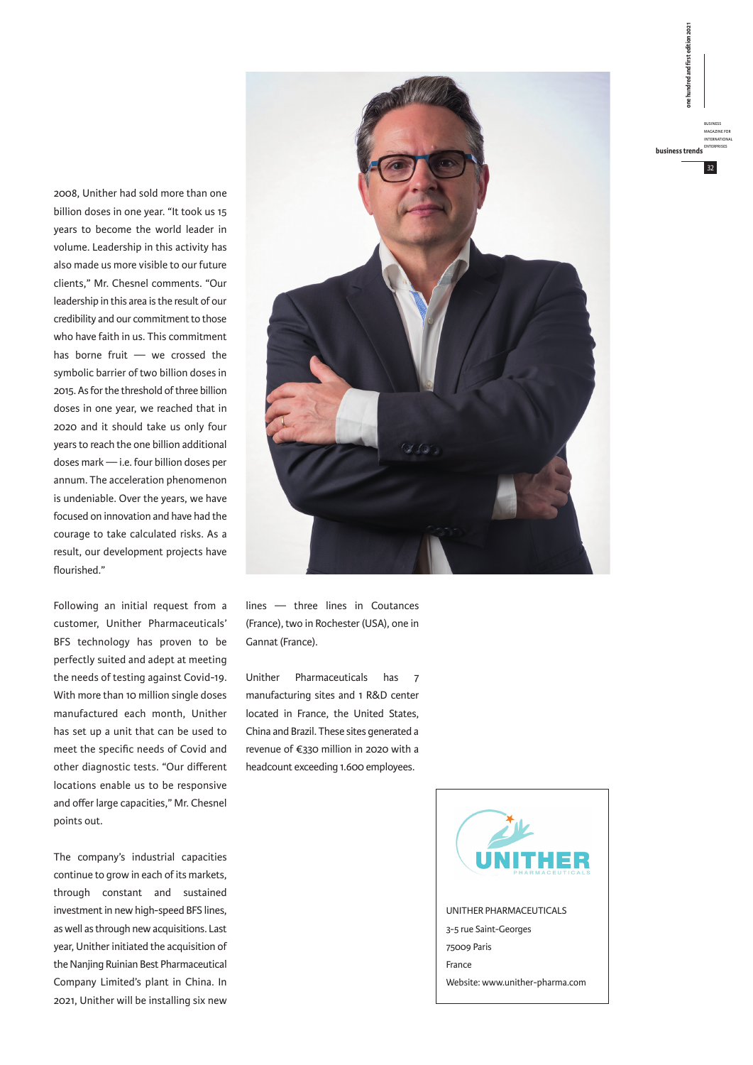2008, Unither had sold more than one billion doses in one year. "It took us 15 years to become the world leader in volume. Leadership in this activity has also made us more visible to our future clients," Mr. Chesnel comments. "Our leadership in this area is the result of our credibility and our commitment to those who have faith in us. This commitment has borne fruit — we crossed the symbolic barrier of two billion doses in 2015. As for the threshold of three billion doses in one year, we reached that in 2020 and it should take us only four years to reach the one billion additional doses mark — i.e. four billion doses per annum. The acceleration phenomenon is undeniable. Over the years, we have focused on innovation and have had the courage to take calculated risks. As a result, our development projects have flourished."

Following an initial request from a customer, Unither Pharmaceuticals' BFS technology has proven to be perfectly suited and adept at meeting the needs of testing against Covid-19. With more than 10 million single doses manufactured each month, Unither has set up a unit that can be used to meet the specific needs of Covid and other diagnostic tests. "Our different locations enable us to be responsive and offer large capacities," Mr. Chesnel points out.

The company's industrial capacities continue to grow in each of its markets, through constant and sustained investment in new high-speed BFS lines, as well as through new acquisitions. Last year, Unither initiated the acquisition of the Nanjing Ruinian Best Pharmaceutical Company Limited's plant in China. In 2021, Unither will be installing six new lines — three lines in Coutances (France), two in Rochester (USA), one in Gannat (France).

Unither Pharmaceuticals has 7 manufacturing sites and 1 R&D center located in France, the United States, China and Brazil. These sites generated a revenue of €330 million in 2020 with a headcount exceeding 1.600 employees.

UNITHER PHARMACEUTICALS
3-5 rue Saint-Georges
75009 Paris
France
Website: www.unither-pharma.com